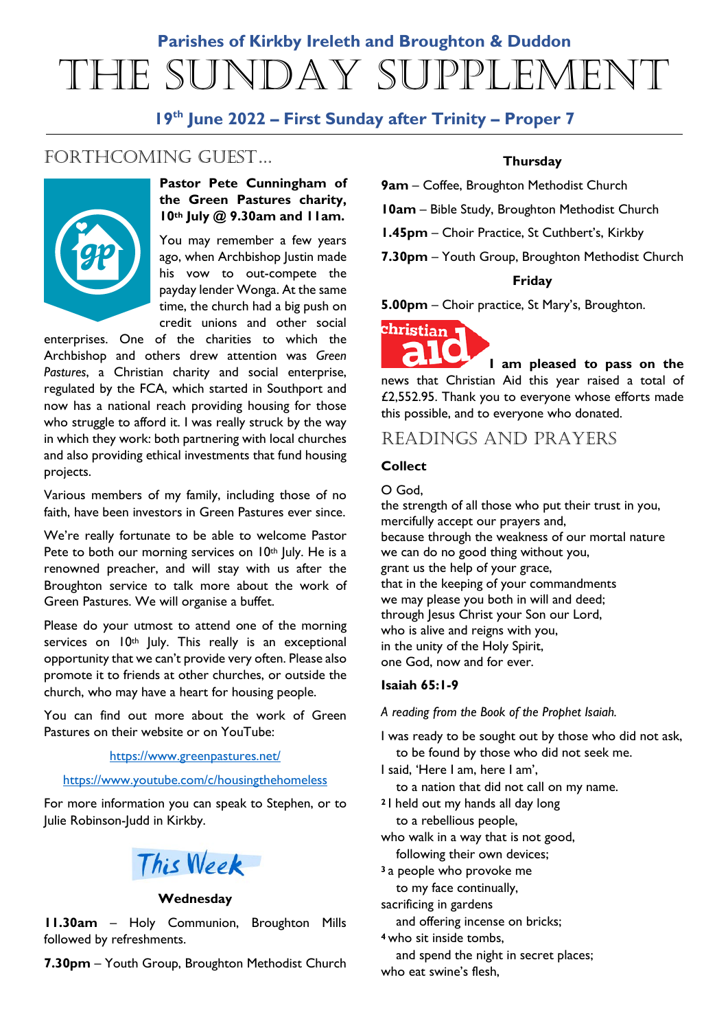## Parishes of Kirkby Ireleth and Broughton & Duddon

# The Sunday Supplement

### 19th June 2022 – First Sunday after Trinity – Proper 7

## Forthcoming Guest…

**Pastor Pete Cunningham of the Green Pastures charity, 10th July @ 9.30am and 11am.**

You may remember a few years ago, when Archbishop Justin made his vow to out-compete the payday lender Wonga. At the same time, the church had a big push on credit unions and other social enterprises. One of the charities to which the Archbishop and others drew attention was *Green Pastures*, a Christian charity and social enterprise, regulated by the FCA, which started in Southport and now has a national reach providing housing for those who struggle to afford it. I was really struck by the way in which they work: both partnering with local churches and also providing ethical investments that fund housing projects.

Various members of my family, including those of no faith, have been investors in Green Pastures ever since.

We're really fortunate to be able to welcome Pastor Pete to both our morning services on 10th July. He is a renowned preacher, and will stay with us after the Broughton service to talk more about the work of Green Pastures. We will organise a buffet.

Please do your utmost to attend one of the morning services on 10th July. This really is an exceptional opportunity that we can't provide very often. Please also promote it to friends at other churches, or outside the church, who may have a heart for housing people.

You can find out more about the work of Green Pastures on their website or on YouTube:

https://www.greenpastures.net/

https://www.youtube.com/c/housingthehomeless

For more information you can speak to Stephen, or to Julie Robinson-Judd in Kirkby.

## This Week

**Wednesday**

**11.30am** – Holy Communion, Broughton Mills followed by refreshments.

**7.30pm** – Youth Group, Broughton Methodist Church

**Thursday**

**9am** – Coffee, Broughton Methodist Church

**10am** – Bible Study, Broughton Methodist Church

**1.45pm** – Choir Practice, St Cuthbert's, Kirkby

**7.30pm** – Youth Group, Broughton Methodist Church

**Friday**

**5.00pm** – Choir practice, St Mary's, Broughton.

**I am pleased to pass on the** news that Christian Aid this year raised a total of £2,552.95. Thank you to everyone whose efforts made this possible, and to everyone who donated.

## Readings and Prayers

**Collect**

O God,
the strength of all those who put their trust in you,
mercifully accept our prayers and,
because through the weakness of our mortal nature
we can do no good thing without you,
grant us the help of your grace,
that in the keeping of your commandments
we may please you both in will and deed;
through Jesus Christ your Son our Lord,
who is alive and reigns with you,
in the unity of the Holy Spirit,
one God, now and for ever.

**Isaiah 65:1-9**

*A reading from the Book of the Prophet Isaiah.*

I was ready to be sought out by those who did not ask,
  to be found by those who did not seek me.
I said, 'Here I am, here I am',
  to a nation that did not call on my name.
[2] I held out my hands all day long
  to a rebellious people,
who walk in a way that is not good,
  following their own devices;
[3] a people who provoke me
  to my face continually,
sacrificing in gardens
  and offering incense on bricks;
[4] who sit inside tombs,
  and spend the night in secret places;
who eat swine's flesh,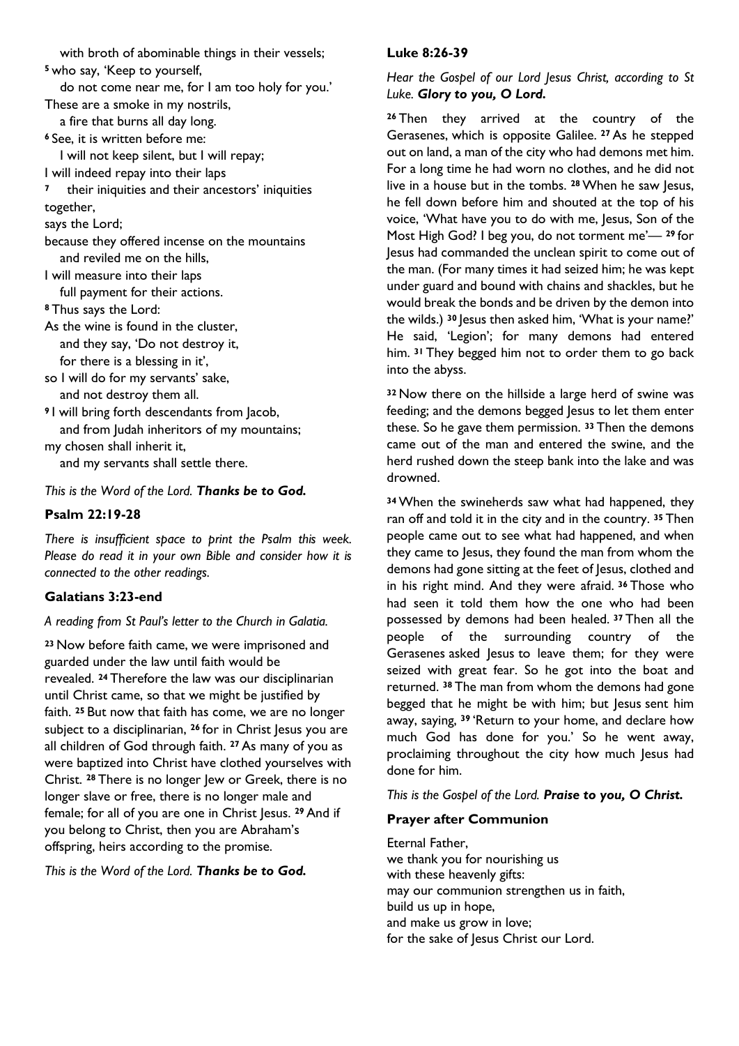with broth of abominable things in their vessels;
[5] who say, 'Keep to yourself,
do not come near me, for I am too holy for you.'
These are a smoke in my nostrils,
a fire that burns all day long.
[6] See, it is written before me:
I will not keep silent, but I will repay;
I will indeed repay into their laps
[7] their iniquities and their ancestors' iniquities together,
says the Lord;
because they offered incense on the mountains
and reviled me on the hills,
I will measure into their laps
full payment for their actions.
[8] Thus says the Lord:
As the wine is found in the cluster,
and they say, 'Do not destroy it,
for there is a blessing in it',
so I will do for my servants' sake,
and not destroy them all.
[9] I will bring forth descendants from Jacob,
and from Judah inheritors of my mountains;
my chosen shall inherit it,
and my servants shall settle there.

*This is the Word of the Lord. **Thanks be to God.***

### Psalm 22:19-28

*There is insufficient space to print the Psalm this week. Please do read it in your own Bible and consider how it is connected to the other readings.*

### Galatians 3:23-end

*A reading from St Paul's letter to the Church in Galatia.*

[23] Now before faith came, we were imprisoned and guarded under the law until faith would be revealed. [24] Therefore the law was our disciplinarian until Christ came, so that we might be justified by faith. [25] But now that faith has come, we are no longer subject to a disciplinarian, [26] for in Christ Jesus you are all children of God through faith. [27] As many of you as were baptized into Christ have clothed yourselves with Christ. [28] There is no longer Jew or Greek, there is no longer slave or free, there is no longer male and female; for all of you are one in Christ Jesus. [29] And if you belong to Christ, then you are Abraham's offspring, heirs according to the promise.

*This is the Word of the Lord. **Thanks be to God.***

### Luke 8:26-39

*Hear the Gospel of our Lord Jesus Christ, according to St Luke. **Glory to you, O Lord.***

[26] Then they arrived at the country of the Gerasenes, which is opposite Galilee. [27] As he stepped out on land, a man of the city who had demons met him. For a long time he had worn no clothes, and he did not live in a house but in the tombs. [28] When he saw Jesus, he fell down before him and shouted at the top of his voice, 'What have you to do with me, Jesus, Son of the Most High God? I beg you, do not torment me'— [29] for Jesus had commanded the unclean spirit to come out of the man. (For many times it had seized him; he was kept under guard and bound with chains and shackles, but he would break the bonds and be driven by the demon into the wilds.) [30] Jesus then asked him, 'What is your name?' He said, 'Legion'; for many demons had entered him. [31] They begged him not to order them to go back into the abyss.

[32] Now there on the hillside a large herd of swine was feeding; and the demons begged Jesus to let them enter these. So he gave them permission. [33] Then the demons came out of the man and entered the swine, and the herd rushed down the steep bank into the lake and was drowned.

[34] When the swineherds saw what had happened, they ran off and told it in the city and in the country. [35] Then people came out to see what had happened, and when they came to Jesus, they found the man from whom the demons had gone sitting at the feet of Jesus, clothed and in his right mind. And they were afraid. [36] Those who had seen it told them how the one who had been possessed by demons had been healed. [37] Then all the people of the surrounding country of the Gerasenes asked Jesus to leave them; for they were seized with great fear. So he got into the boat and returned. [38] The man from whom the demons had gone begged that he might be with him; but Jesus sent him away, saying, [39] 'Return to your home, and declare how much God has done for you.' So he went away, proclaiming throughout the city how much Jesus had done for him.

*This is the Gospel of the Lord. **Praise to you, O Christ.***

### Prayer after Communion

Eternal Father,
we thank you for nourishing us
with these heavenly gifts:
may our communion strengthen us in faith,
build us up in hope,
and make us grow in love;
for the sake of Jesus Christ our Lord.